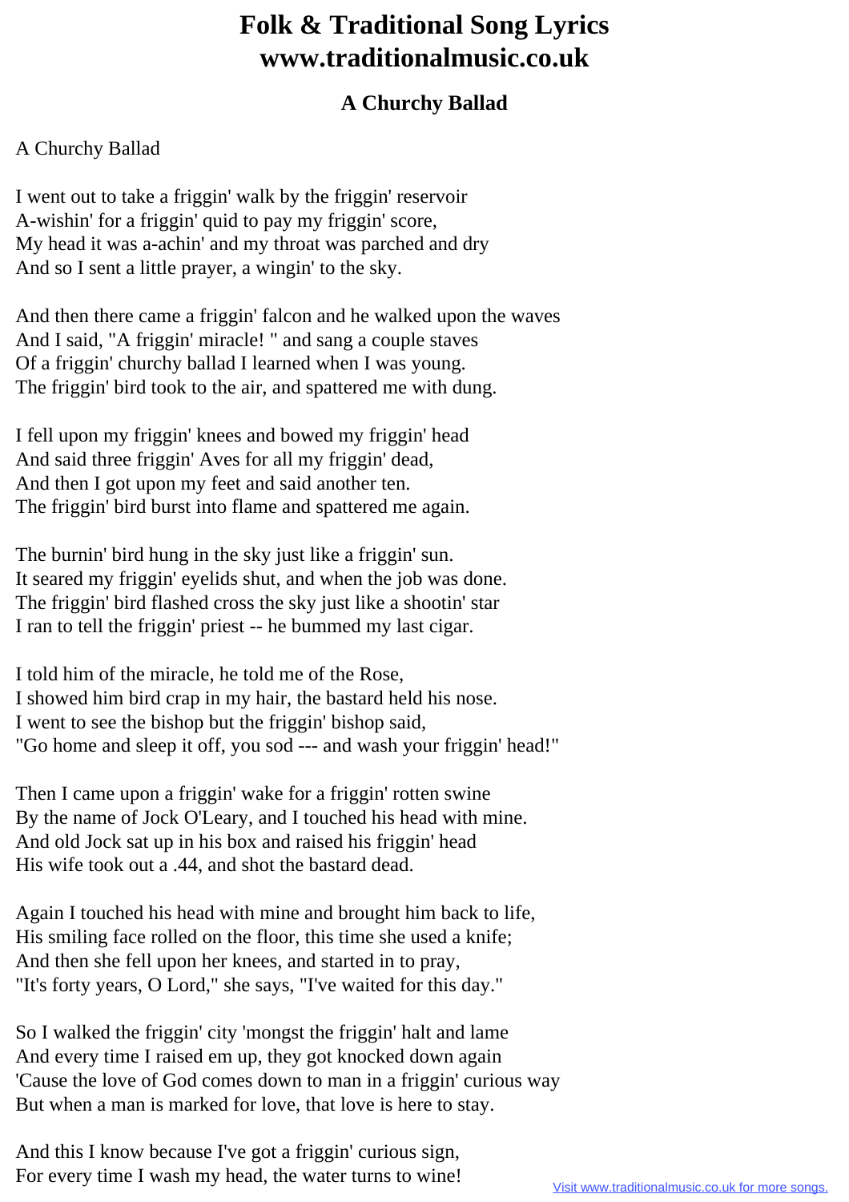# Folk & Traditional Song Lyrics
# www.traditionalmusic.co.uk

### A Churchy Ballad

A Churchy Ballad

I went out to take a friggin' walk by the friggin' reservoir
A-wishin' for a friggin' quid to pay my friggin' score,
My head it was a-achin' and my throat was parched and dry
And so I sent a little prayer, a wingin' to the sky.

And then there came a friggin' falcon and he walked upon the waves
And I said, "A friggin' miracle! " and sang a couple staves
Of a friggin' churchy ballad I learned when I was young.
The friggin' bird took to the air, and spattered me with dung.

I fell upon my friggin' knees and bowed my friggin' head
And said three friggin' Aves for all my friggin' dead,
And then I got upon my feet and said another ten.
The friggin' bird burst into flame and spattered me again.

The burnin' bird hung in the sky just like a friggin' sun.
It seared my friggin' eyelids shut, and when the job was done.
The friggin' bird flashed cross the sky just like a shootin' star
I ran to tell the friggin' priest -- he bummed my last cigar.

I told him of the miracle, he told me of the Rose,
I showed him bird crap in my hair, the bastard held his nose.
I went to see the bishop but the friggin' bishop said,
"Go home and sleep it off, you sod --- and wash your friggin' head!"

Then I came upon a friggin' wake for a friggin' rotten swine
By the name of Jock O'Leary, and I touched his head with mine.
And old Jock sat up in his box and raised his friggin' head
His wife took out a .44, and shot the bastard dead.

Again I touched his head with mine and brought him back to life,
His smiling face rolled on the floor, this time she used a knife;
And then she fell upon her knees, and started in to pray,
"It's forty years, O Lord," she says, "I've waited for this day."

So I walked the friggin' city 'mongst the friggin' halt and lame
And every time I raised em up, they got knocked down again
'Cause the love of God comes down to man in a friggin' curious way
But when a man is marked for love, that love is here to stay.

And this I know because I've got a friggin' curious sign,
For every time I wash my head, the water turns to wine!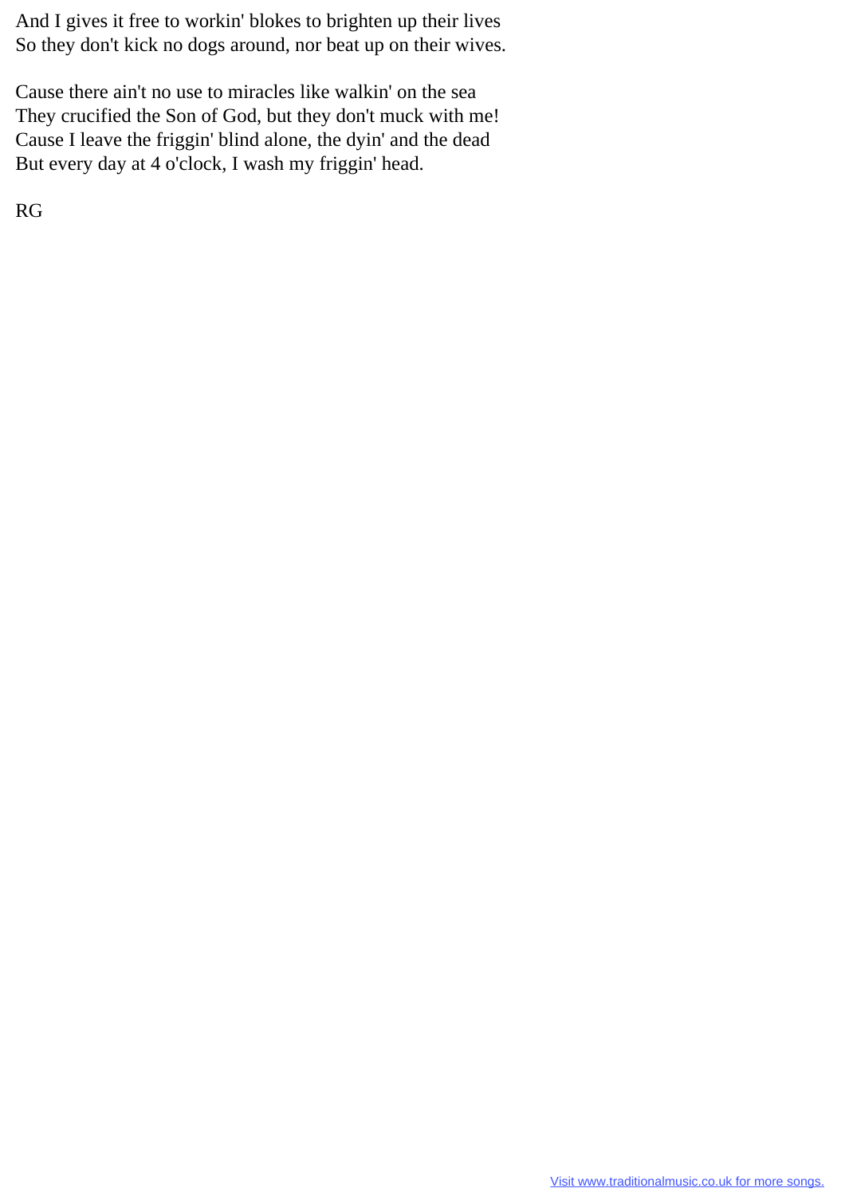And I gives it free to workin' blokes to brighten up their lives
So they don't kick no dogs around, nor beat up on their wives.

Cause there ain't no use to miracles like walkin' on the sea
They crucified the Son of God, but they don't muck with me!
Cause I leave the friggin' blind alone, the dyin' and the dead
But every day at 4 o'clock, I wash my friggin' head.

RG